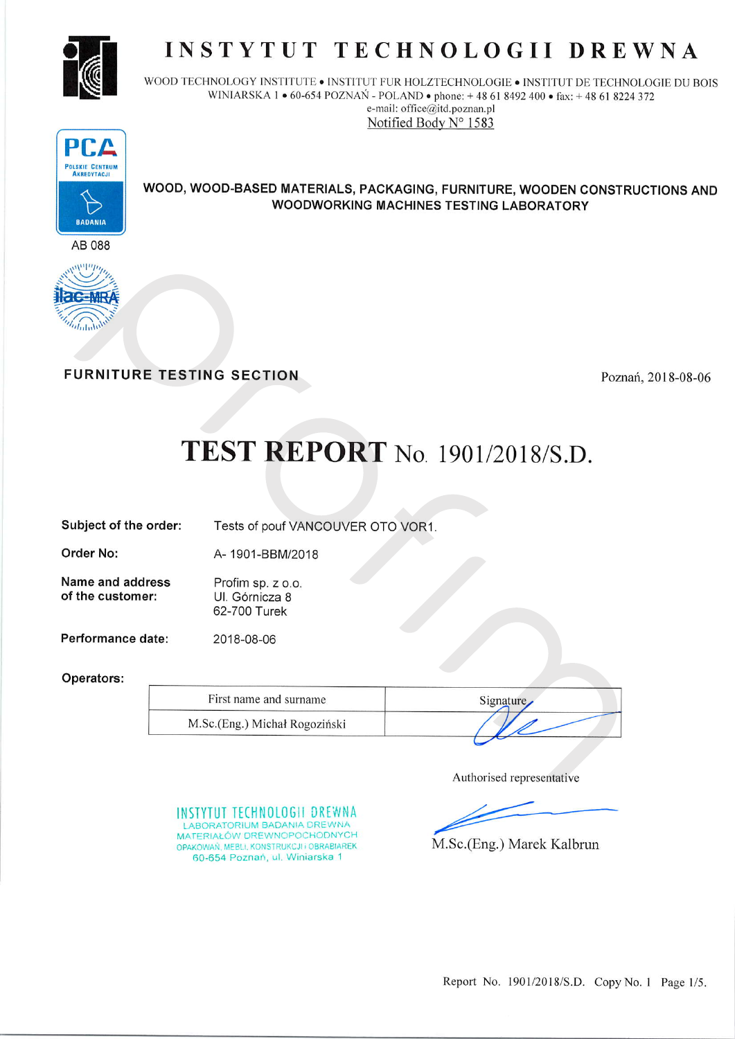# INSTYTUT TECHNOLOGII DREWNA

WOOD TECHNOLOGY INSTITUTE • INSTITUT FUR HOLZTECHNOLOGIE • INSTITUT DE TECHNOLOGIE DU BOIS
WINIARSKA 1 • 60-654 POZNAŃ - POLAND • phone: + 48 61 8492 400 • fax: + 48 61 8224 372
e-mail: office@itd.poznan.pl
Notified Body N° 1583

PCA
POLSKIE CENTRUM AKREDYTACJI
BADANIA
AB 088

ilac-MRA

**WOOD, WOOD-BASED MATERIALS, PACKAGING, FURNITURE, WOODEN CONSTRUCTIONS AND WOODWORKING MACHINES TESTING LABORATORY**

**FURNITURE TESTING SECTION**

Poznań, 2018-08-06

# TEST REPORT No. 1901/2018/S.D.

**Subject of the order:** Tests of pouf VANCOUVER OTO VOR1.

**Order No:** A- 1901-BBM/2018

**Name and address of the customer:** Profim sp. z o.o.
Ul. Górnicza 8
62-700 Turek

**Performance date:** 2018-08-06

**Operators:**

| First name and surname | Signature |
| --- | --- |
| M.Sc.(Eng.) Michał Rogoziński | |

Authorised representative

INSTYTUT TECHNOLOGII DREWNA
LABORATORIUM BADANIA DREWNA MATERIAŁÓW DREWNOPOCHODNYCH OPAKOWAŃ, MEBLI, KONSTRUKCJI i OBRABIAREK
60-654 Poznań, ul. Winiarska 1

M.Sc.(Eng.) Marek Kalbrun

Report No. 1901/2018/S.D. Copy No. 1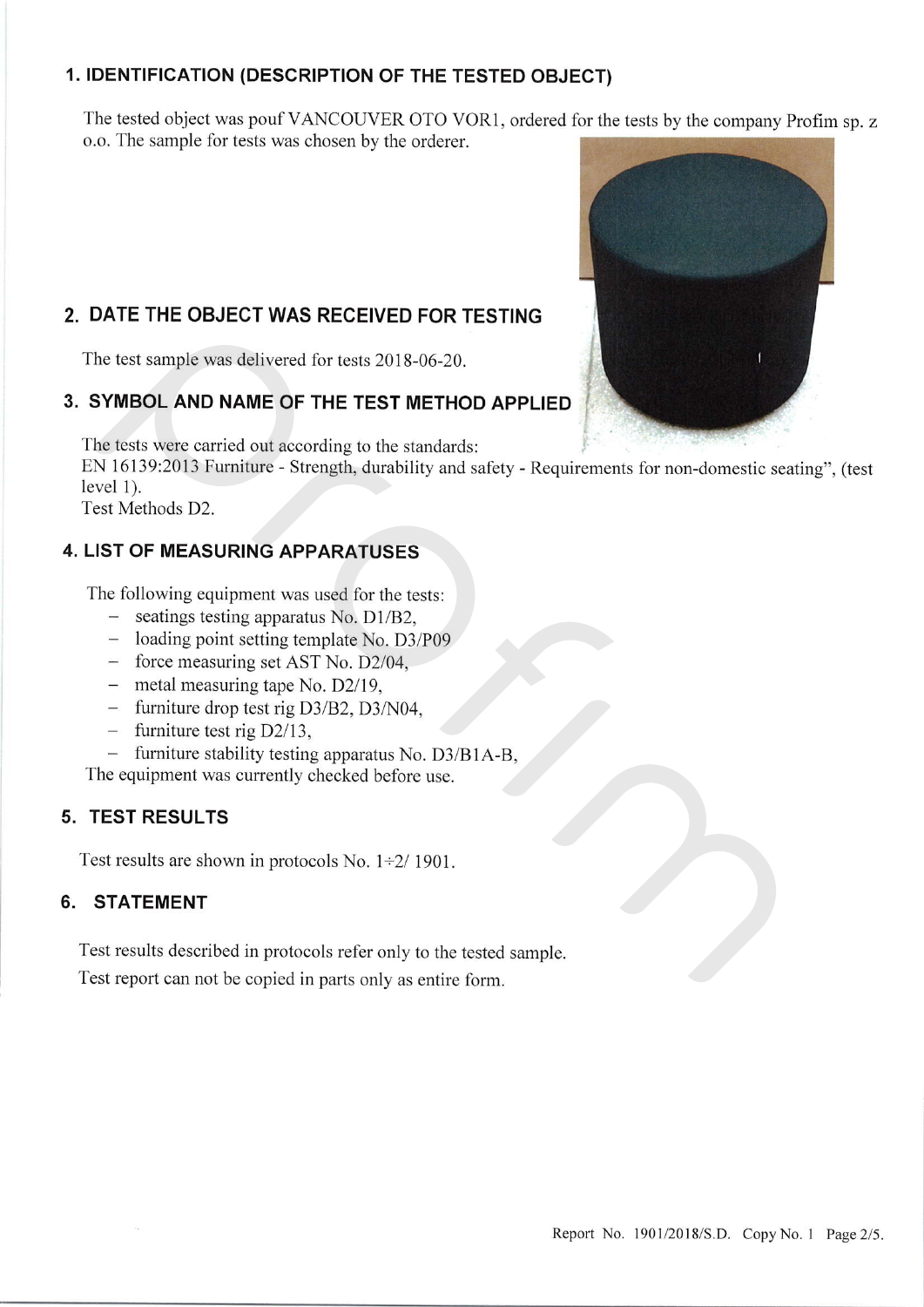## 1. IDENTIFICATION (DESCRIPTION OF THE TESTED OBJECT)

The tested object was pouf VANCOUVER OTO VOR1, ordered for the tests by the company Profim sp. z o.o. The sample for tests was chosen by the orderer.

## 2. DATE THE OBJECT WAS RECEIVED FOR TESTING

The test sample was delivered for tests 2018-06-20.

## 3. SYMBOL AND NAME OF THE TEST METHOD APPLIED

The tests were carried out according to the standards:
EN 16139:2013 Furniture - Strength, durability and safety - Requirements for non-domestic seating", (test level 1).
Test Methods D2.

## 4. LIST OF MEASURING APPARATUSES

The following equipment was used for the tests:

- seatings testing apparatus No. D1/B2,
- loading point setting template No. D3/P09
- force measuring set AST No. D2/04,
- metal measuring tape No. D2/19,
- furniture drop test rig D3/B2, D3/N04,
- furniture test rig D2/13,
- furniture stability testing apparatus No. D3/B1A-B,

The equipment was currently checked before use.

## 5. TEST RESULTS

Test results are shown in protocols No. 1÷2/ 1901.

## 6. STATEMENT

Test results described in protocols refer only to the tested sample.
Test report can not be copied in parts only as entire form.

Report No. 1901/2018/S.D. Copy No. 1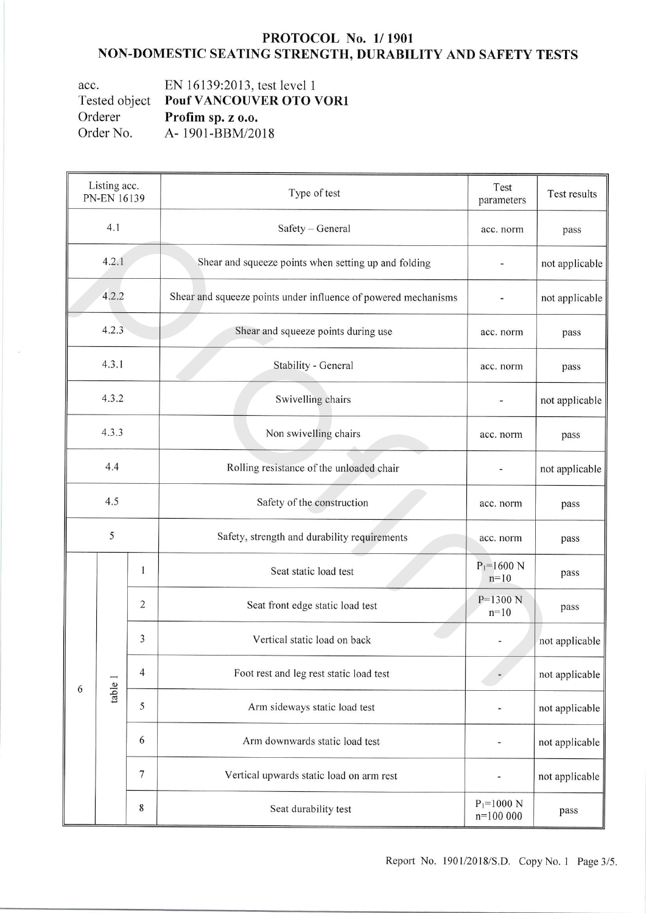# PROTOCOL No. 1/ 1901
## NON-DOMESTIC SEATING STRENGTH, DURABILITY AND SAFETY TESTS

acc. EN 16139:2013, test level 1
Tested object **Pouf VANCOUVER OTO VOR1**
Orderer **Profim sp. z o.o.**
Order No. A- 1901-BBM/2018

| Listing acc. PN-EN 16139 | | | Type of test | Test parameters | Test results |
|---|---|---|---|---|---|
| 4.1 | | | Safety – General | acc. norm | pass |
| 4.2.1 | | | Shear and squeeze points when setting up and folding | - | not applicable |
| 4.2.2 | | | Shear and squeeze points under influence of powered mechanisms | - | not applicable |
| 4.2.3 | | | Shear and squeeze points during use | acc. norm | pass |
| 4.3.1 | | | Stability - General | acc. norm | pass |
| 4.3.2 | | | Swivelling chairs | - | not applicable |
| 4.3.3 | | | Non swivelling chairs | acc. norm | pass |
| 4.4 | | | Rolling resistance of the unloaded chair | - | not applicable |
| 4.5 | | | Safety of the construction | acc. norm | pass |
| 5 | | | Safety, strength and durability requirements | acc. norm | pass |
| 6 | table 1 | 1 | Seat static load test | $P_1$=1600 N n=10 | pass |
| | | 2 | Seat front edge static load test | P=1300 N n=10 | pass |
| | | 3 | Vertical static load on back | - | not applicable |
| | | 4 | Foot rest and leg rest static load test | - | not applicable |
| | | 5 | Arm sideways static load test | - | not applicable |
| | | 6 | Arm downwards static load test | - | not applicable |
| | | 7 | Vertical upwards static load on arm rest | - | not applicable |
| | | 8 | Seat durability test | $P_1$=1000 N n=100 000 | pass |

Report No. 1901/2018/S.D. Copy No. 1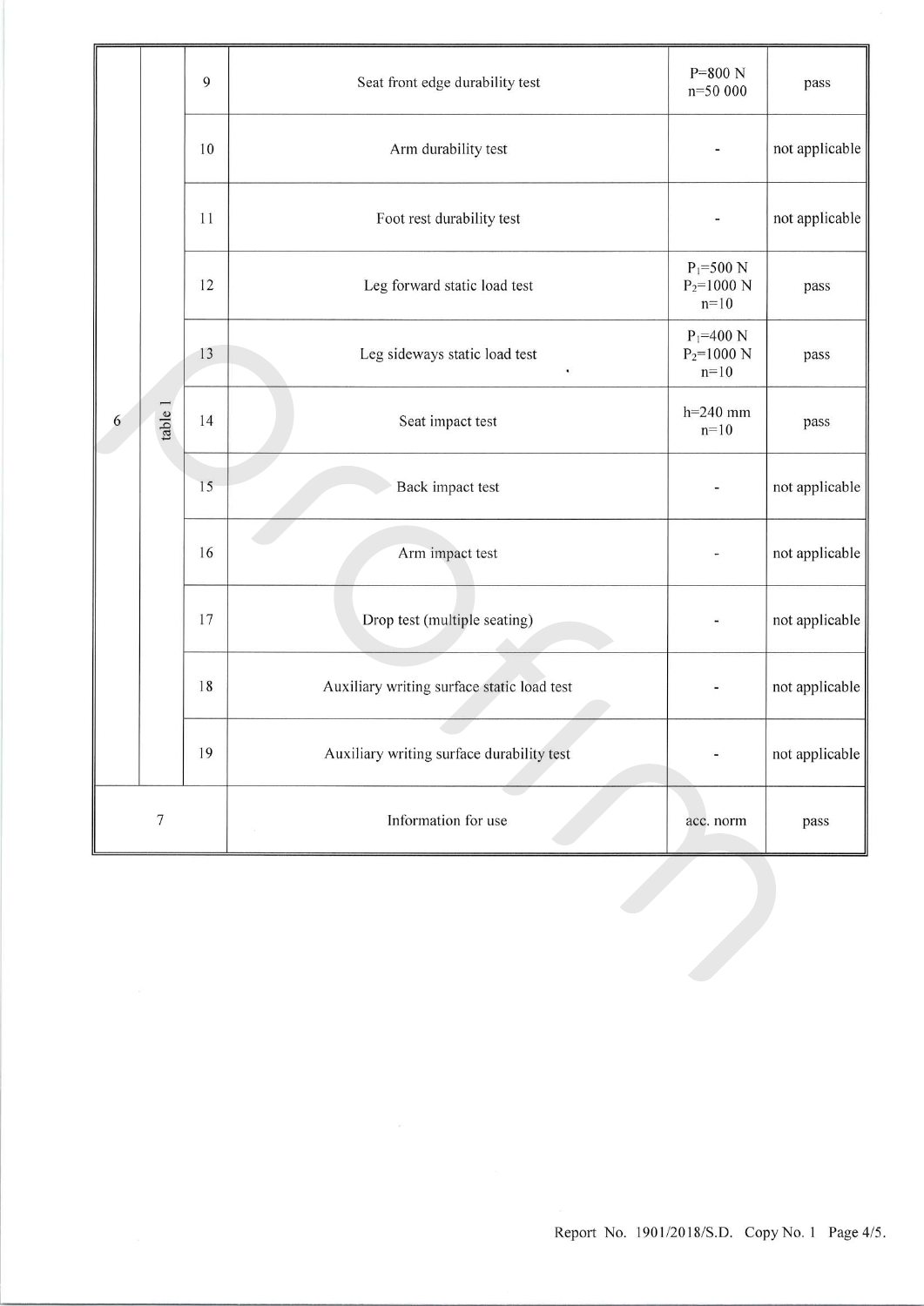| | | | | | |
|---|---|---|---|---|---|
| 6 | table 1 | 9 | Seat front edge durability test | P=800 N n=50 000 | pass |
| | | 10 | Arm durability test | - | not applicable |
| | | 11 | Foot rest durability test | - | not applicable |
| | | 12 | Leg forward static load test | $P_1$=500 N $P_2$=1000 N n=10 | pass |
| | | 13 | Leg sideways static load test | $P_1$=400 N $P_2$=1000 N n=10 | pass |
| | | 14 | Seat impact test | h=240 mm n=10 | pass |
| | | 15 | Back impact test | - | not applicable |
| | | 16 | Arm impact test | - | not applicable |
| | | 17 | Drop test (multiple seating) | - | not applicable |
| | | 18 | Auxiliary writing surface static load test | - | not applicable |
| | | 19 | Auxiliary writing surface durability test | - | not applicable |
| 7 | | | Information for use | acc. norm | pass |

Report No. 1901/2018/S.D. Copy No. 1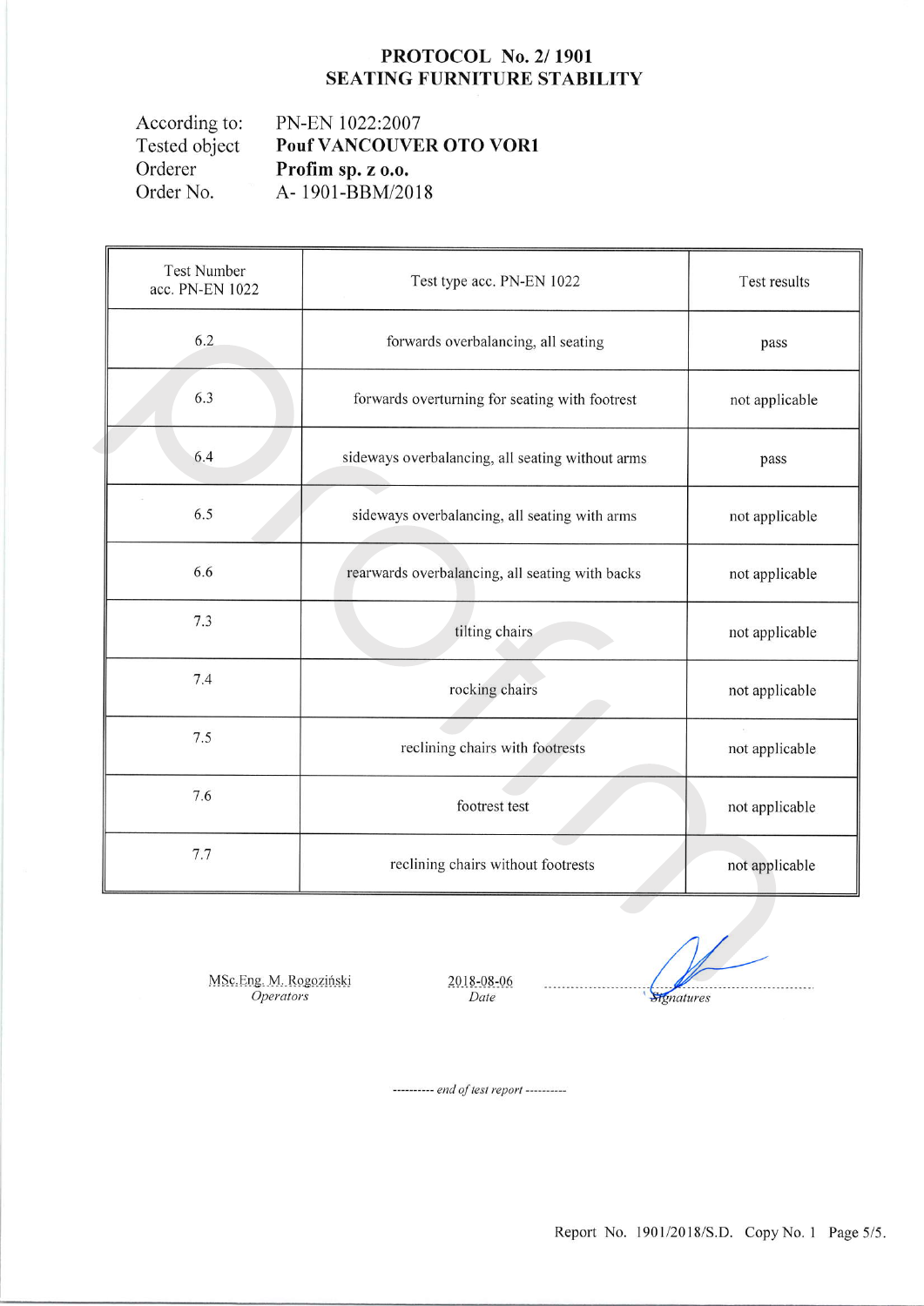# PROTOCOL No. 2/ 1901
## SEATING FURNITURE STABILITY

According to: PN-EN 1022:2007
Tested object **Pouf VANCOUVER OTO VOR1**
Orderer **Profim sp. z o.o.**
Order No. A- 1901-BBM/2018

| Test Number acc. PN-EN 1022 | Test type acc. PN-EN 1022 | Test results |
|---|---|---|
| 6.2 | forwards overbalancing, all seating | pass |
| 6.3 | forwards overturning for seating with footrest | not applicable |
| 6.4 | sideways overbalancing, all seating without arms | pass |
| 6.5 | sideways overbalancing, all seating with arms | not applicable |
| 6.6 | rearwards overbalancing, all seating with backs | not applicable |
| 7.3 | tilting chairs | not applicable |
| 7.4 | rocking chairs | not applicable |
| 7.5 | reclining chairs with footrests | not applicable |
| 7.6 | footrest test | not applicable |
| 7.7 | reclining chairs without footrests | not applicable |

MSc.Eng. M. Rogoziński
*Operators*

2018-08-06
*Date*

*Signatures*

---------- *end of test report* ----------

Report No. 1901/2018/S.D. Copy No. 1